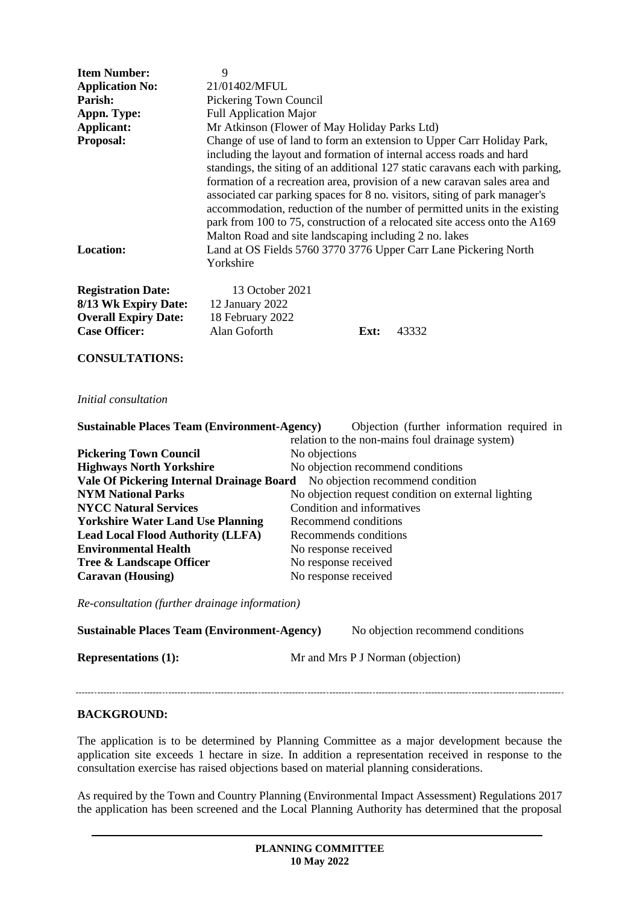| | |
|---|---|
| **Item Number:** | 9 |
| **Application No:** | 21/01402/MFUL |
| **Parish:** | Pickering Town Council |
| **Appn. Type:** | Full Application Major |
| **Applicant:** | Mr Atkinson (Flower of May Holiday Parks Ltd) |
| **Proposal:** | Change of use of land to form an extension to Upper Carr Holiday Park, including the layout and formation of internal access roads and hard standings, the siting of an additional 127 static caravans each with parking, formation of a recreation area, provision of a new caravan sales area and associated car parking spaces for 8 no. visitors, siting of park manager's accommodation, reduction of the number of permitted units in the existing park from 100 to 75, construction of a relocated site access onto the A169 Malton Road and site landscaping including 2 no. lakes |
| **Location:** | Land at OS Fields 5760 3770 3776 Upper Carr Lane Pickering North Yorkshire |

| | | | |
|---|---|---|---|
| **Registration Date:** | 13 October 2021 | | |
| **8/13 Wk Expiry Date:** | 12 January 2022 | | |
| **Overall Expiry Date:** | 18 February 2022 | | |
| **Case Officer:** | Alan Goforth | **Ext:** | 43332 |

**CONSULTATIONS:**

*Initial consultation*

| | |
|---|---|
| **Sustainable Places Team (Environment-Agency)** | Objection (further information required in relation to the non-mains foul drainage system) |
| **Pickering Town Council** | No objections |
| **Highways North Yorkshire** | No objection recommend conditions |
| **Vale Of Pickering Internal Drainage Board** | No objection recommend condition |
| **NYM National Parks** | No objection request condition on external lighting |
| **NYCC Natural Services** | Condition and informatives |
| **Yorkshire Water Land Use Planning** | Recommend conditions |
| **Lead Local Flood Authority (LLFA)** | Recommends conditions |
| **Environmental Health** | No response received |
| **Tree & Landscape Officer** | No response received |
| **Caravan (Housing)** | No response received |

*Re-consultation (further drainage information)*

| | |
|---|---|
| **Sustainable Places Team (Environment-Agency)** | No objection recommend conditions |
| **Representations (1):** | Mr and Mrs P J Norman (objection) |

---

**BACKGROUND:**

The application is to be determined by Planning Committee as a major development because the application site exceeds 1 hectare in size. In addition a representation received in response to the consultation exercise has raised objections based on material planning considerations.

As required by the Town and Country Planning (Environmental Impact Assessment) Regulations 2017 the application has been screened and the Local Planning Authority has determined that the proposal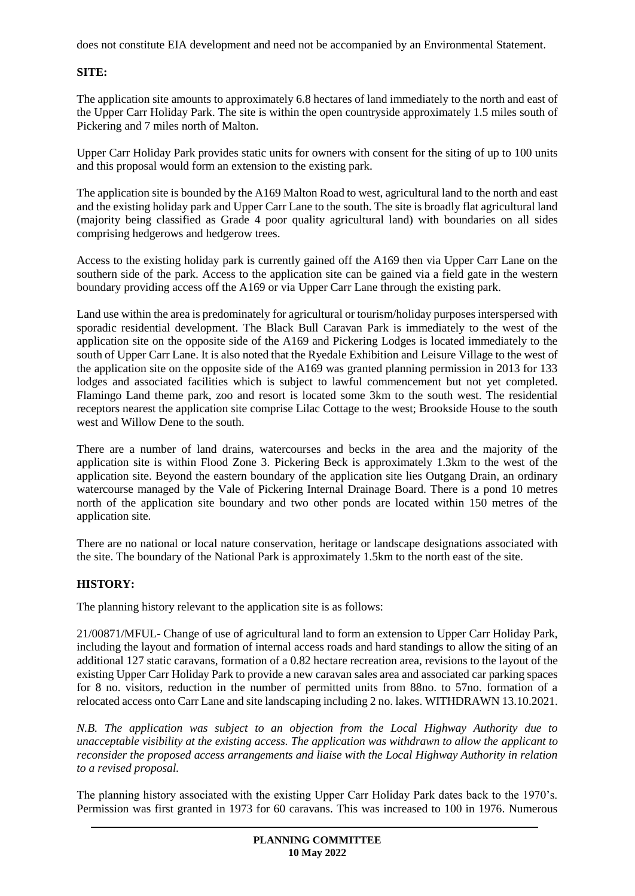does not constitute EIA development and need not be accompanied by an Environmental Statement.

**SITE:**

The application site amounts to approximately 6.8 hectares of land immediately to the north and east of the Upper Carr Holiday Park. The site is within the open countryside approximately 1.5 miles south of Pickering and 7 miles north of Malton.

Upper Carr Holiday Park provides static units for owners with consent for the siting of up to 100 units and this proposal would form an extension to the existing park.

The application site is bounded by the A169 Malton Road to west, agricultural land to the north and east and the existing holiday park and Upper Carr Lane to the south. The site is broadly flat agricultural land (majority being classified as Grade 4 poor quality agricultural land) with boundaries on all sides comprising hedgerows and hedgerow trees.

Access to the existing holiday park is currently gained off the A169 then via Upper Carr Lane on the southern side of the park. Access to the application site can be gained via a field gate in the western boundary providing access off the A169 or via Upper Carr Lane through the existing park.

Land use within the area is predominately for agricultural or tourism/holiday purposes interspersed with sporadic residential development. The Black Bull Caravan Park is immediately to the west of the application site on the opposite side of the A169 and Pickering Lodges is located immediately to the south of Upper Carr Lane. It is also noted that the Ryedale Exhibition and Leisure Village to the west of the application site on the opposite side of the A169 was granted planning permission in 2013 for 133 lodges and associated facilities which is subject to lawful commencement but not yet completed. Flamingo Land theme park, zoo and resort is located some 3km to the south west. The residential receptors nearest the application site comprise Lilac Cottage to the west; Brookside House to the south west and Willow Dene to the south.

There are a number of land drains, watercourses and becks in the area and the majority of the application site is within Flood Zone 3. Pickering Beck is approximately 1.3km to the west of the application site. Beyond the eastern boundary of the application site lies Outgang Drain, an ordinary watercourse managed by the Vale of Pickering Internal Drainage Board. There is a pond 10 metres north of the application site boundary and two other ponds are located within 150 metres of the application site.

There are no national or local nature conservation, heritage or landscape designations associated with the site. The boundary of the National Park is approximately 1.5km to the north east of the site.

**HISTORY:**

The planning history relevant to the application site is as follows:

21/00871/MFUL- Change of use of agricultural land to form an extension to Upper Carr Holiday Park, including the layout and formation of internal access roads and hard standings to allow the siting of an additional 127 static caravans, formation of a 0.82 hectare recreation area, revisions to the layout of the existing Upper Carr Holiday Park to provide a new caravan sales area and associated car parking spaces for 8 no. visitors, reduction in the number of permitted units from 88no. to 57no. formation of a relocated access onto Carr Lane and site landscaping including 2 no. lakes. WITHDRAWN 13.10.2021.

*N.B. The application was subject to an objection from the Local Highway Authority due to unacceptable visibility at the existing access. The application was withdrawn to allow the applicant to reconsider the proposed access arrangements and liaise with the Local Highway Authority in relation to a revised proposal.*

The planning history associated with the existing Upper Carr Holiday Park dates back to the 1970's. Permission was first granted in 1973 for 60 caravans. This was increased to 100 in 1976. Numerous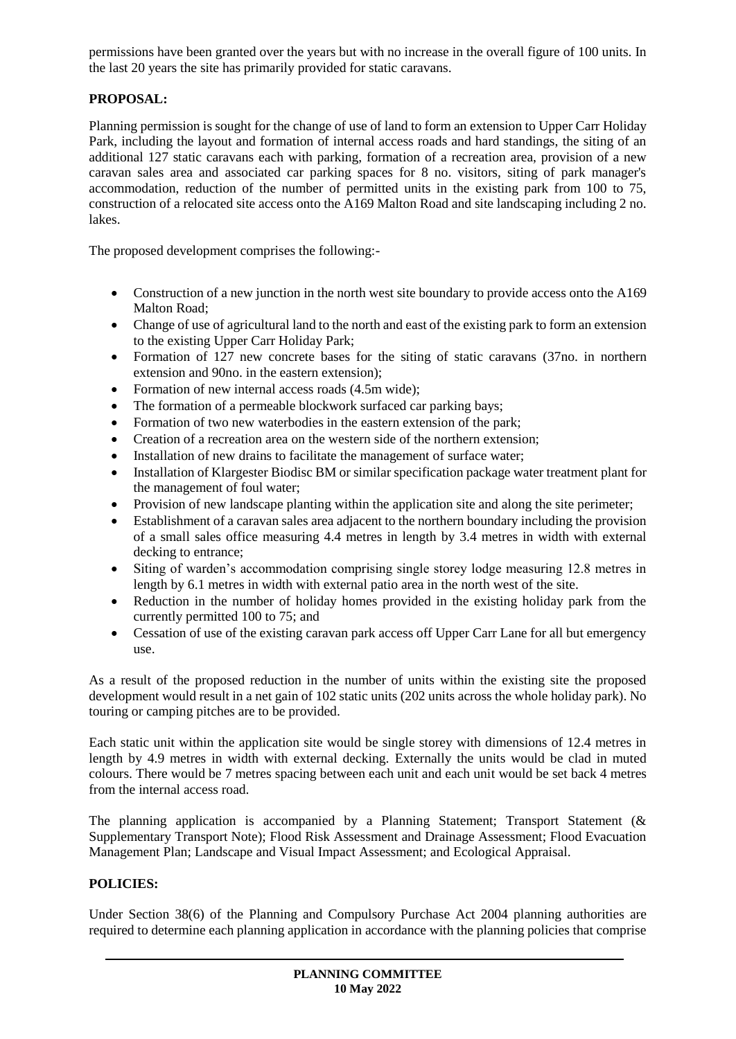permissions have been granted over the years but with no increase in the overall figure of 100 units. In the last 20 years the site has primarily provided for static caravans.

**PROPOSAL:**

Planning permission is sought for the change of use of land to form an extension to Upper Carr Holiday Park, including the layout and formation of internal access roads and hard standings, the siting of an additional 127 static caravans each with parking, formation of a recreation area, provision of a new caravan sales area and associated car parking spaces for 8 no. visitors, siting of park manager's accommodation, reduction of the number of permitted units in the existing park from 100 to 75, construction of a relocated site access onto the A169 Malton Road and site landscaping including 2 no. lakes.

The proposed development comprises the following:-

- Construction of a new junction in the north west site boundary to provide access onto the A169 Malton Road;
- Change of use of agricultural land to the north and east of the existing park to form an extension to the existing Upper Carr Holiday Park;
- Formation of 127 new concrete bases for the siting of static caravans (37no. in northern extension and 90no. in the eastern extension);
- Formation of new internal access roads (4.5m wide);
- The formation of a permeable blockwork surfaced car parking bays;
- Formation of two new waterbodies in the eastern extension of the park;
- Creation of a recreation area on the western side of the northern extension;
- Installation of new drains to facilitate the management of surface water;
- Installation of Klargester Biodisc BM or similar specification package water treatment plant for the management of foul water;
- Provision of new landscape planting within the application site and along the site perimeter;
- Establishment of a caravan sales area adjacent to the northern boundary including the provision of a small sales office measuring 4.4 metres in length by 3.4 metres in width with external decking to entrance;
- Siting of warden's accommodation comprising single storey lodge measuring 12.8 metres in length by 6.1 metres in width with external patio area in the north west of the site.
- Reduction in the number of holiday homes provided in the existing holiday park from the currently permitted 100 to 75; and
- Cessation of use of the existing caravan park access off Upper Carr Lane for all but emergency use.

As a result of the proposed reduction in the number of units within the existing site the proposed development would result in a net gain of 102 static units (202 units across the whole holiday park). No touring or camping pitches are to be provided.

Each static unit within the application site would be single storey with dimensions of 12.4 metres in length by 4.9 metres in width with external decking. Externally the units would be clad in muted colours. There would be 7 metres spacing between each unit and each unit would be set back 4 metres from the internal access road.

The planning application is accompanied by a Planning Statement; Transport Statement (& Supplementary Transport Note); Flood Risk Assessment and Drainage Assessment; Flood Evacuation Management Plan; Landscape and Visual Impact Assessment; and Ecological Appraisal.

**POLICIES:**

Under Section 38(6) of the Planning and Compulsory Purchase Act 2004 planning authorities are required to determine each planning application in accordance with the planning policies that comprise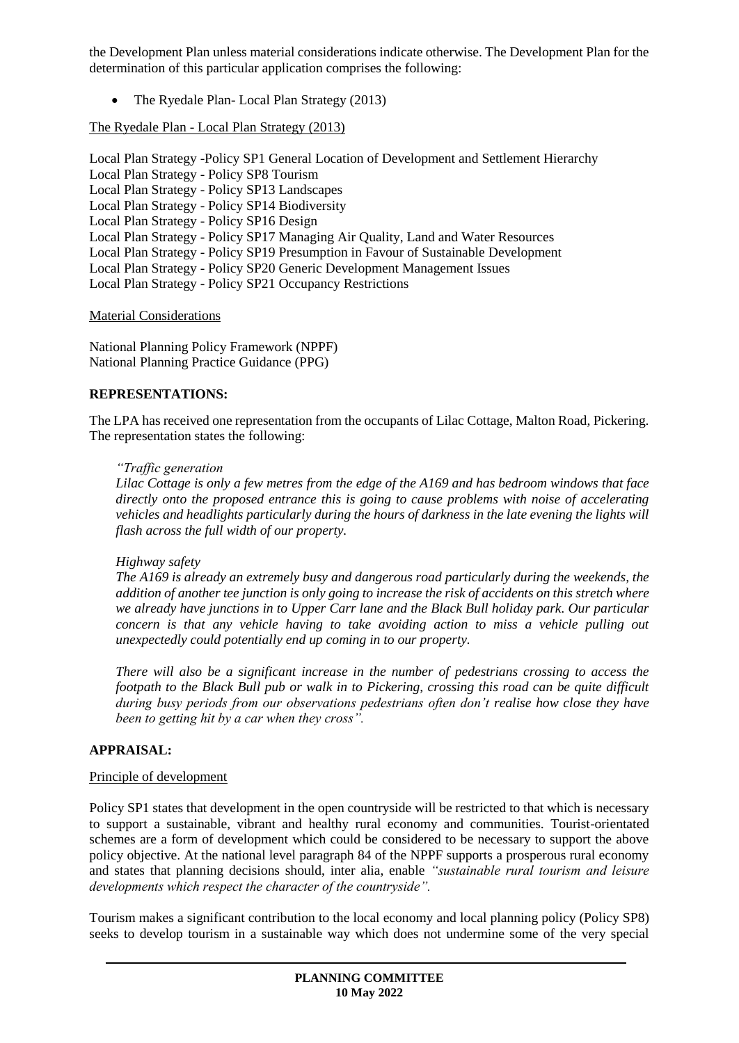the Development Plan unless material considerations indicate otherwise. The Development Plan for the determination of this particular application comprises the following:

- The Ryedale Plan- Local Plan Strategy (2013)

The Ryedale Plan - Local Plan Strategy (2013)

Local Plan Strategy -Policy SP1 General Location of Development and Settlement Hierarchy
Local Plan Strategy - Policy SP8 Tourism
Local Plan Strategy - Policy SP13 Landscapes
Local Plan Strategy - Policy SP14 Biodiversity
Local Plan Strategy - Policy SP16 Design
Local Plan Strategy - Policy SP17 Managing Air Quality, Land and Water Resources
Local Plan Strategy - Policy SP19 Presumption in Favour of Sustainable Development
Local Plan Strategy - Policy SP20 Generic Development Management Issues
Local Plan Strategy - Policy SP21 Occupancy Restrictions

Material Considerations

National Planning Policy Framework (NPPF)
National Planning Practice Guidance (PPG)

**REPRESENTATIONS:**

The LPA has received one representation from the occupants of Lilac Cottage, Malton Road, Pickering. The representation states the following:

*"Traffic generation*
*Lilac Cottage is only a few metres from the edge of the A169 and has bedroom windows that face directly onto the proposed entrance this is going to cause problems with noise of accelerating vehicles and headlights particularly during the hours of darkness in the late evening the lights will flash across the full width of our property.*

*Highway safety*
*The A169 is already an extremely busy and dangerous road particularly during the weekends, the addition of another tee junction is only going to increase the risk of accidents on this stretch where we already have junctions in to Upper Carr lane and the Black Bull holiday park. Our particular concern is that any vehicle having to take avoiding action to miss a vehicle pulling out unexpectedly could potentially end up coming in to our property.*

*There will also be a significant increase in the number of pedestrians crossing to access the footpath to the Black Bull pub or walk in to Pickering, crossing this road can be quite difficult during busy periods from our observations pedestrians often don't realise how close they have been to getting hit by a car when they cross".*

**APPRAISAL:**

Principle of development

Policy SP1 states that development in the open countryside will be restricted to that which is necessary to support a sustainable, vibrant and healthy rural economy and communities. Tourist-orientated schemes are a form of development which could be considered to be necessary to support the above policy objective. At the national level paragraph 84 of the NPPF supports a prosperous rural economy and states that planning decisions should, inter alia, enable *"sustainable rural tourism and leisure developments which respect the character of the countryside".*

Tourism makes a significant contribution to the local economy and local planning policy (Policy SP8) seeks to develop tourism in a sustainable way which does not undermine some of the very special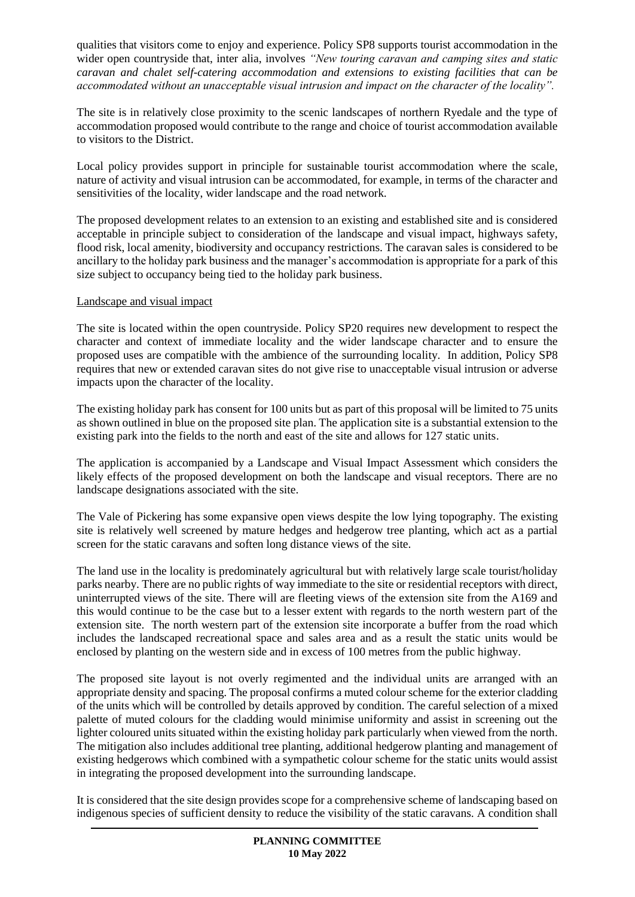qualities that visitors come to enjoy and experience. Policy SP8 supports tourist accommodation in the wider open countryside that, inter alia, involves *"New touring caravan and camping sites and static caravan and chalet self-catering accommodation and extensions to existing facilities that can be accommodated without an unacceptable visual intrusion and impact on the character of the locality".*

The site is in relatively close proximity to the scenic landscapes of northern Ryedale and the type of accommodation proposed would contribute to the range and choice of tourist accommodation available to visitors to the District.

Local policy provides support in principle for sustainable tourist accommodation where the scale, nature of activity and visual intrusion can be accommodated, for example, in terms of the character and sensitivities of the locality, wider landscape and the road network.

The proposed development relates to an extension to an existing and established site and is considered acceptable in principle subject to consideration of the landscape and visual impact, highways safety, flood risk, local amenity, biodiversity and occupancy restrictions. The caravan sales is considered to be ancillary to the holiday park business and the manager's accommodation is appropriate for a park of this size subject to occupancy being tied to the holiday park business.

Landscape and visual impact

The site is located within the open countryside. Policy SP20 requires new development to respect the character and context of immediate locality and the wider landscape character and to ensure the proposed uses are compatible with the ambience of the surrounding locality. In addition, Policy SP8 requires that new or extended caravan sites do not give rise to unacceptable visual intrusion or adverse impacts upon the character of the locality.

The existing holiday park has consent for 100 units but as part of this proposal will be limited to 75 units as shown outlined in blue on the proposed site plan. The application site is a substantial extension to the existing park into the fields to the north and east of the site and allows for 127 static units.

The application is accompanied by a Landscape and Visual Impact Assessment which considers the likely effects of the proposed development on both the landscape and visual receptors. There are no landscape designations associated with the site.

The Vale of Pickering has some expansive open views despite the low lying topography. The existing site is relatively well screened by mature hedges and hedgerow tree planting, which act as a partial screen for the static caravans and soften long distance views of the site.

The land use in the locality is predominately agricultural but with relatively large scale tourist/holiday parks nearby. There are no public rights of way immediate to the site or residential receptors with direct, uninterrupted views of the site. There will are fleeting views of the extension site from the A169 and this would continue to be the case but to a lesser extent with regards to the north western part of the extension site. The north western part of the extension site incorporate a buffer from the road which includes the landscaped recreational space and sales area and as a result the static units would be enclosed by planting on the western side and in excess of 100 metres from the public highway.

The proposed site layout is not overly regimented and the individual units are arranged with an appropriate density and spacing. The proposal confirms a muted colour scheme for the exterior cladding of the units which will be controlled by details approved by condition. The careful selection of a mixed palette of muted colours for the cladding would minimise uniformity and assist in screening out the lighter coloured units situated within the existing holiday park particularly when viewed from the north. The mitigation also includes additional tree planting, additional hedgerow planting and management of existing hedgerows which combined with a sympathetic colour scheme for the static units would assist in integrating the proposed development into the surrounding landscape.

It is considered that the site design provides scope for a comprehensive scheme of landscaping based on indigenous species of sufficient density to reduce the visibility of the static caravans. A condition shall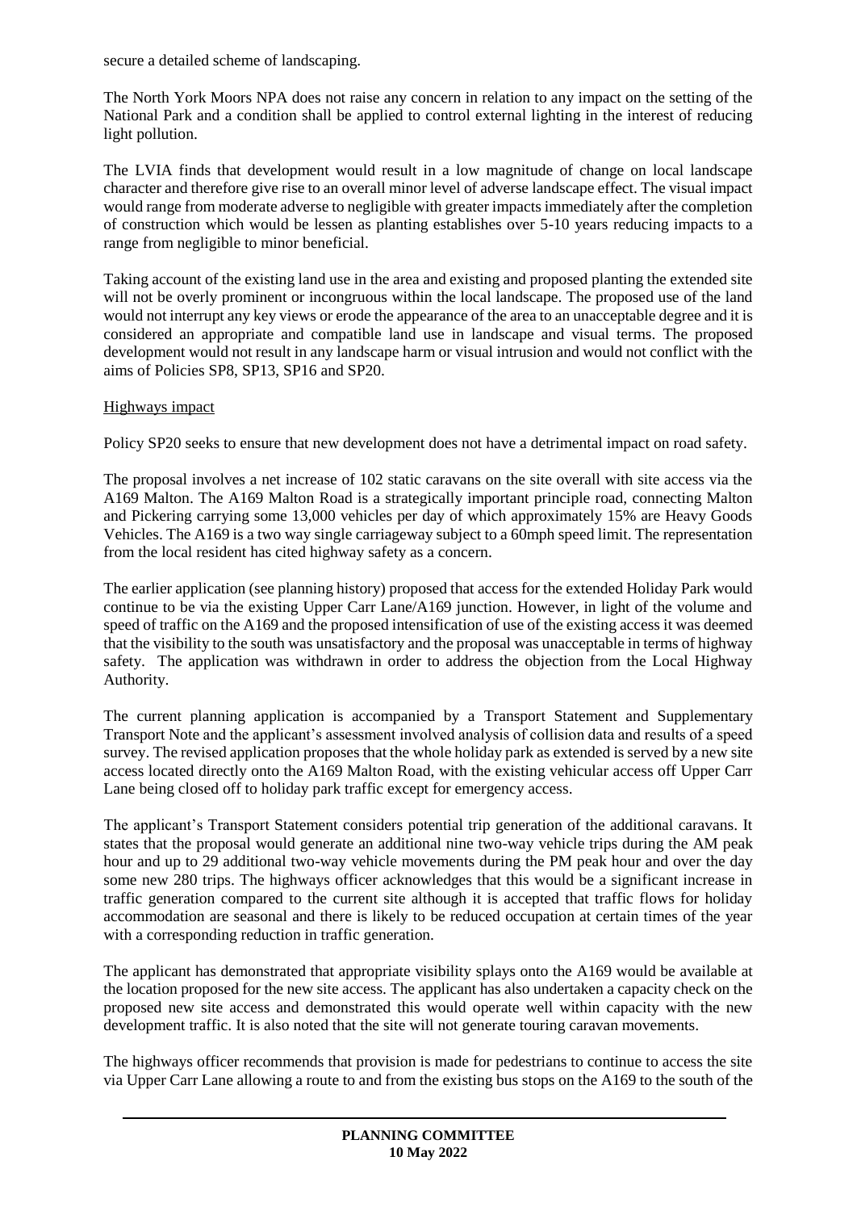secure a detailed scheme of landscaping.

The North York Moors NPA does not raise any concern in relation to any impact on the setting of the National Park and a condition shall be applied to control external lighting in the interest of reducing light pollution.

The LVIA finds that development would result in a low magnitude of change on local landscape character and therefore give rise to an overall minor level of adverse landscape effect. The visual impact would range from moderate adverse to negligible with greater impacts immediately after the completion of construction which would be lessen as planting establishes over 5-10 years reducing impacts to a range from negligible to minor beneficial.

Taking account of the existing land use in the area and existing and proposed planting the extended site will not be overly prominent or incongruous within the local landscape. The proposed use of the land would not interrupt any key views or erode the appearance of the area to an unacceptable degree and it is considered an appropriate and compatible land use in landscape and visual terms. The proposed development would not result in any landscape harm or visual intrusion and would not conflict with the aims of Policies SP8, SP13, SP16 and SP20.

Highways impact

Policy SP20 seeks to ensure that new development does not have a detrimental impact on road safety.

The proposal involves a net increase of 102 static caravans on the site overall with site access via the A169 Malton. The A169 Malton Road is a strategically important principle road, connecting Malton and Pickering carrying some 13,000 vehicles per day of which approximately 15% are Heavy Goods Vehicles. The A169 is a two way single carriageway subject to a 60mph speed limit. The representation from the local resident has cited highway safety as a concern.

The earlier application (see planning history) proposed that access for the extended Holiday Park would continue to be via the existing Upper Carr Lane/A169 junction. However, in light of the volume and speed of traffic on the A169 and the proposed intensification of use of the existing access it was deemed that the visibility to the south was unsatisfactory and the proposal was unacceptable in terms of highway safety. The application was withdrawn in order to address the objection from the Local Highway Authority.

The current planning application is accompanied by a Transport Statement and Supplementary Transport Note and the applicant's assessment involved analysis of collision data and results of a speed survey. The revised application proposes that the whole holiday park as extended is served by a new site access located directly onto the A169 Malton Road, with the existing vehicular access off Upper Carr Lane being closed off to holiday park traffic except for emergency access.

The applicant's Transport Statement considers potential trip generation of the additional caravans. It states that the proposal would generate an additional nine two-way vehicle trips during the AM peak hour and up to 29 additional two-way vehicle movements during the PM peak hour and over the day some new 280 trips. The highways officer acknowledges that this would be a significant increase in traffic generation compared to the current site although it is accepted that traffic flows for holiday accommodation are seasonal and there is likely to be reduced occupation at certain times of the year with a corresponding reduction in traffic generation.

The applicant has demonstrated that appropriate visibility splays onto the A169 would be available at the location proposed for the new site access. The applicant has also undertaken a capacity check on the proposed new site access and demonstrated this would operate well within capacity with the new development traffic. It is also noted that the site will not generate touring caravan movements.

The highways officer recommends that provision is made for pedestrians to continue to access the site via Upper Carr Lane allowing a route to and from the existing bus stops on the A169 to the south of the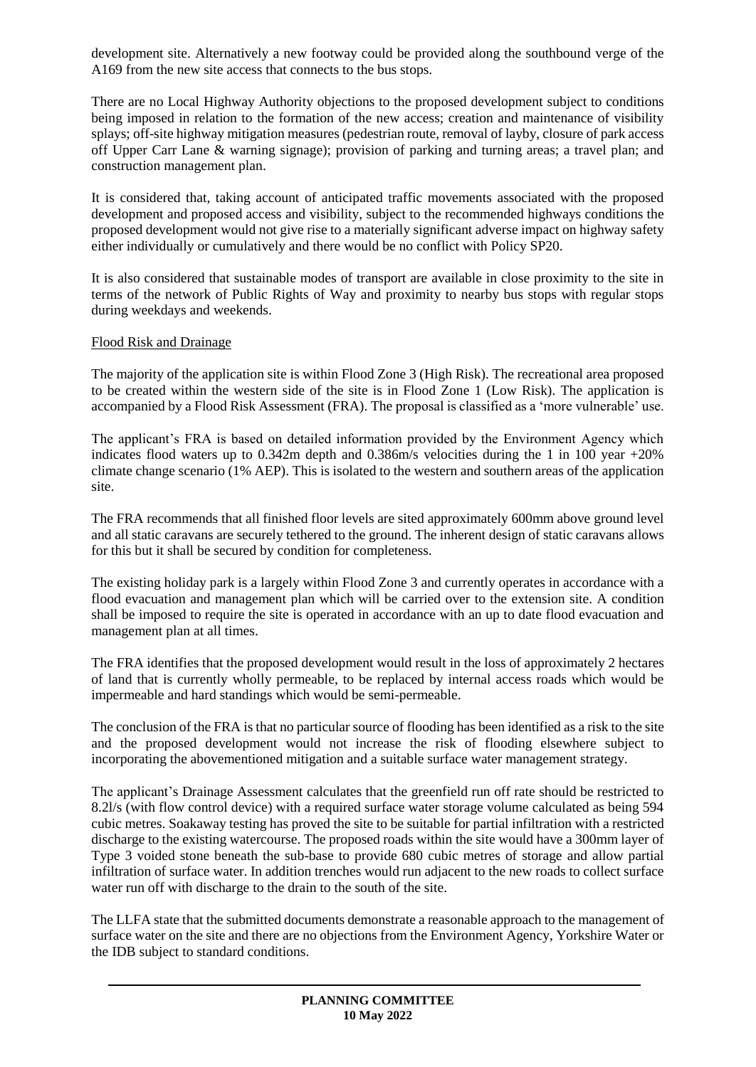development site. Alternatively a new footway could be provided along the southbound verge of the A169 from the new site access that connects to the bus stops.

There are no Local Highway Authority objections to the proposed development subject to conditions being imposed in relation to the formation of the new access; creation and maintenance of visibility splays; off-site highway mitigation measures (pedestrian route, removal of layby, closure of park access off Upper Carr Lane & warning signage); provision of parking and turning areas; a travel plan; and construction management plan.

It is considered that, taking account of anticipated traffic movements associated with the proposed development and proposed access and visibility, subject to the recommended highways conditions the proposed development would not give rise to a materially significant adverse impact on highway safety either individually or cumulatively and there would be no conflict with Policy SP20.

It is also considered that sustainable modes of transport are available in close proximity to the site in terms of the network of Public Rights of Way and proximity to nearby bus stops with regular stops during weekdays and weekends.

Flood Risk and Drainage

The majority of the application site is within Flood Zone 3 (High Risk). The recreational area proposed to be created within the western side of the site is in Flood Zone 1 (Low Risk). The application is accompanied by a Flood Risk Assessment (FRA). The proposal is classified as a 'more vulnerable' use.

The applicant's FRA is based on detailed information provided by the Environment Agency which indicates flood waters up to 0.342m depth and 0.386m/s velocities during the 1 in 100 year +20% climate change scenario (1% AEP). This is isolated to the western and southern areas of the application site.

The FRA recommends that all finished floor levels are sited approximately 600mm above ground level and all static caravans are securely tethered to the ground. The inherent design of static caravans allows for this but it shall be secured by condition for completeness.

The existing holiday park is a largely within Flood Zone 3 and currently operates in accordance with a flood evacuation and management plan which will be carried over to the extension site. A condition shall be imposed to require the site is operated in accordance with an up to date flood evacuation and management plan at all times.

The FRA identifies that the proposed development would result in the loss of approximately 2 hectares of land that is currently wholly permeable, to be replaced by internal access roads which would be impermeable and hard standings which would be semi-permeable.

The conclusion of the FRA is that no particular source of flooding has been identified as a risk to the site and the proposed development would not increase the risk of flooding elsewhere subject to incorporating the abovementioned mitigation and a suitable surface water management strategy.

The applicant's Drainage Assessment calculates that the greenfield run off rate should be restricted to 8.2l/s (with flow control device) with a required surface water storage volume calculated as being 594 cubic metres. Soakaway testing has proved the site to be suitable for partial infiltration with a restricted discharge to the existing watercourse. The proposed roads within the site would have a 300mm layer of Type 3 voided stone beneath the sub-base to provide 680 cubic metres of storage and allow partial infiltration of surface water. In addition trenches would run adjacent to the new roads to collect surface water run off with discharge to the drain to the south of the site.

The LLFA state that the submitted documents demonstrate a reasonable approach to the management of surface water on the site and there are no objections from the Environment Agency, Yorkshire Water or the IDB subject to standard conditions.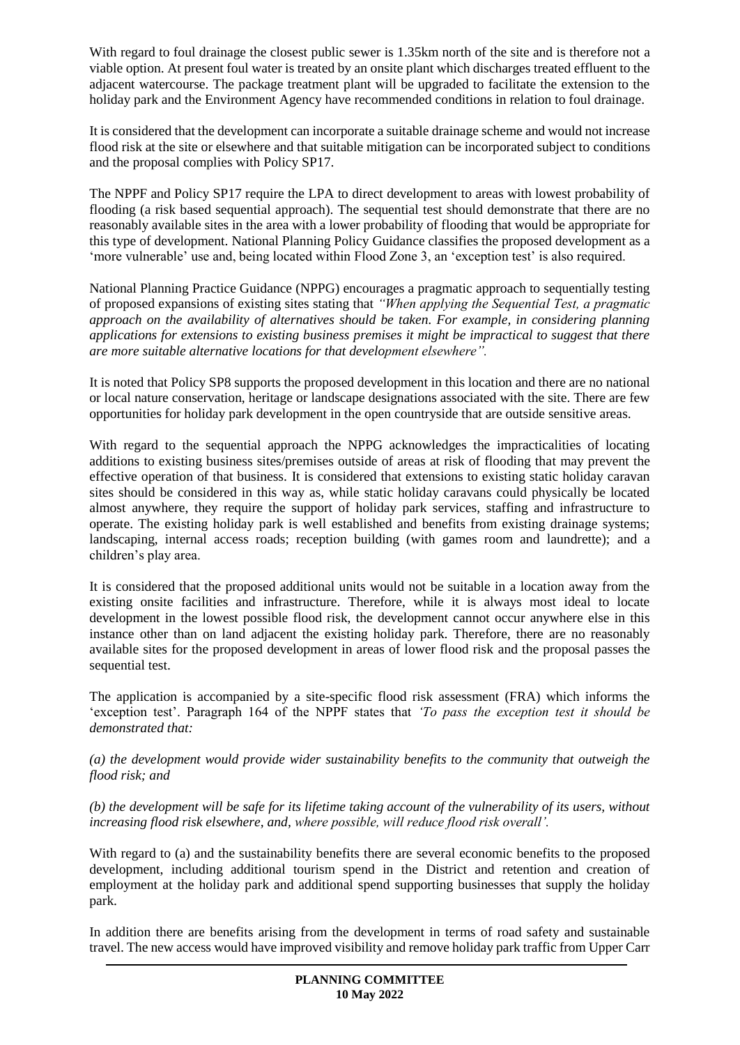With regard to foul drainage the closest public sewer is 1.35km north of the site and is therefore not a viable option. At present foul water is treated by an onsite plant which discharges treated effluent to the adjacent watercourse. The package treatment plant will be upgraded to facilitate the extension to the holiday park and the Environment Agency have recommended conditions in relation to foul drainage.

It is considered that the development can incorporate a suitable drainage scheme and would not increase flood risk at the site or elsewhere and that suitable mitigation can be incorporated subject to conditions and the proposal complies with Policy SP17.

The NPPF and Policy SP17 require the LPA to direct development to areas with lowest probability of flooding (a risk based sequential approach). The sequential test should demonstrate that there are no reasonably available sites in the area with a lower probability of flooding that would be appropriate for this type of development. National Planning Policy Guidance classifies the proposed development as a 'more vulnerable' use and, being located within Flood Zone 3, an 'exception test' is also required.

National Planning Practice Guidance (NPPG) encourages a pragmatic approach to sequentially testing of proposed expansions of existing sites stating that *"When applying the Sequential Test, a pragmatic approach on the availability of alternatives should be taken. For example, in considering planning applications for extensions to existing business premises it might be impractical to suggest that there are more suitable alternative locations for that development elsewhere".*

It is noted that Policy SP8 supports the proposed development in this location and there are no national or local nature conservation, heritage or landscape designations associated with the site. There are few opportunities for holiday park development in the open countryside that are outside sensitive areas.

With regard to the sequential approach the NPPG acknowledges the impracticalities of locating additions to existing business sites/premises outside of areas at risk of flooding that may prevent the effective operation of that business. It is considered that extensions to existing static holiday caravan sites should be considered in this way as, while static holiday caravans could physically be located almost anywhere, they require the support of holiday park services, staffing and infrastructure to operate. The existing holiday park is well established and benefits from existing drainage systems; landscaping, internal access roads; reception building (with games room and laundrette); and a children's play area.

It is considered that the proposed additional units would not be suitable in a location away from the existing onsite facilities and infrastructure. Therefore, while it is always most ideal to locate development in the lowest possible flood risk, the development cannot occur anywhere else in this instance other than on land adjacent the existing holiday park. Therefore, there are no reasonably available sites for the proposed development in areas of lower flood risk and the proposal passes the sequential test.

The application is accompanied by a site-specific flood risk assessment (FRA) which informs the 'exception test'. Paragraph 164 of the NPPF states that *'To pass the exception test it should be demonstrated that:*

*(a) the development would provide wider sustainability benefits to the community that outweigh the flood risk; and*

*(b) the development will be safe for its lifetime taking account of the vulnerability of its users, without increasing flood risk elsewhere, and, where possible, will reduce flood risk overall'.*

With regard to (a) and the sustainability benefits there are several economic benefits to the proposed development, including additional tourism spend in the District and retention and creation of employment at the holiday park and additional spend supporting businesses that supply the holiday park.

In addition there are benefits arising from the development in terms of road safety and sustainable travel. The new access would have improved visibility and remove holiday park traffic from Upper Carr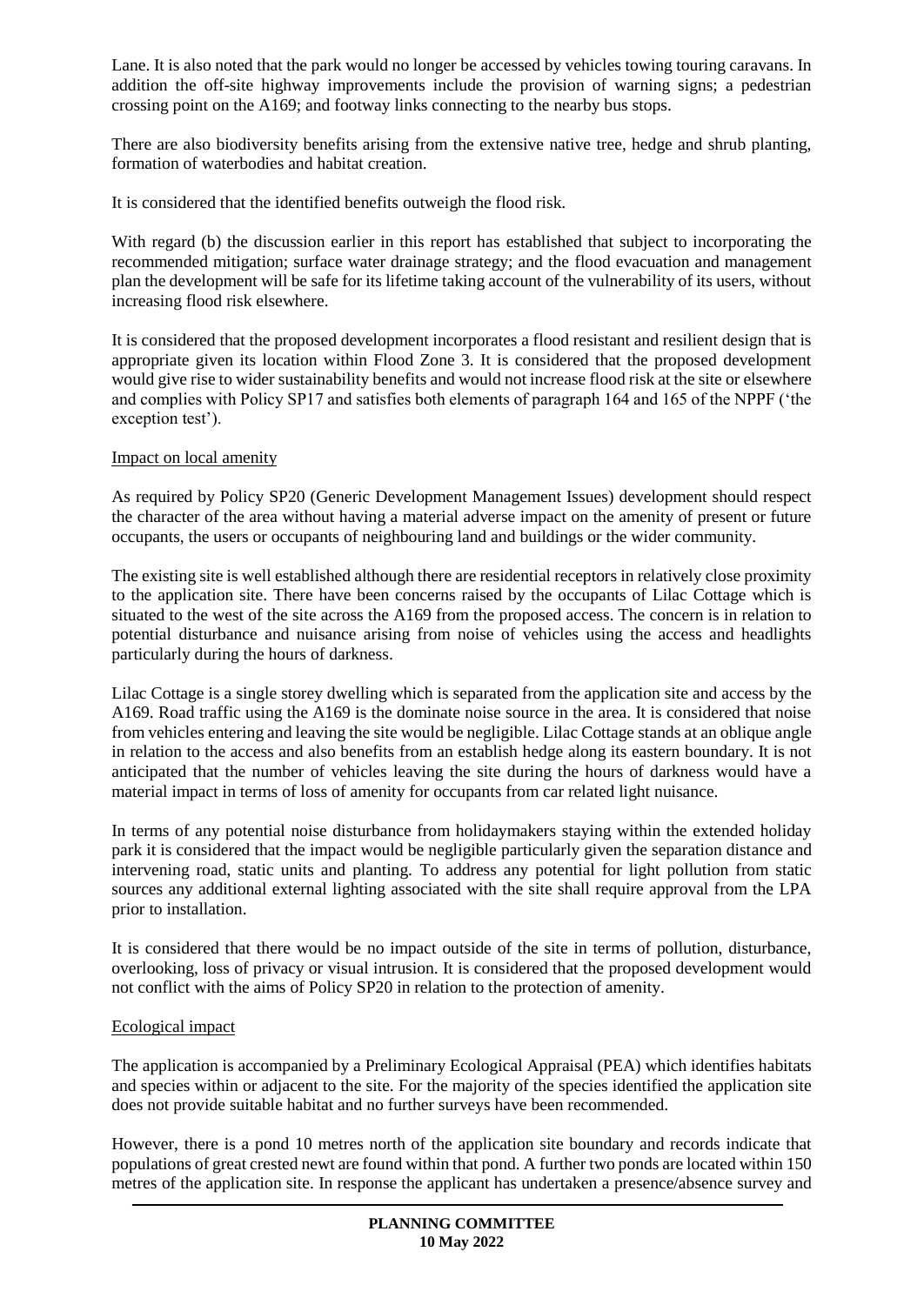Lane. It is also noted that the park would no longer be accessed by vehicles towing touring caravans. In addition the off-site highway improvements include the provision of warning signs; a pedestrian crossing point on the A169; and footway links connecting to the nearby bus stops.

There are also biodiversity benefits arising from the extensive native tree, hedge and shrub planting, formation of waterbodies and habitat creation.

It is considered that the identified benefits outweigh the flood risk.

With regard (b) the discussion earlier in this report has established that subject to incorporating the recommended mitigation; surface water drainage strategy; and the flood evacuation and management plan the development will be safe for its lifetime taking account of the vulnerability of its users, without increasing flood risk elsewhere.

It is considered that the proposed development incorporates a flood resistant and resilient design that is appropriate given its location within Flood Zone 3. It is considered that the proposed development would give rise to wider sustainability benefits and would not increase flood risk at the site or elsewhere and complies with Policy SP17 and satisfies both elements of paragraph 164 and 165 of the NPPF ('the exception test').

## Impact on local amenity

As required by Policy SP20 (Generic Development Management Issues) development should respect the character of the area without having a material adverse impact on the amenity of present or future occupants, the users or occupants of neighbouring land and buildings or the wider community.

The existing site is well established although there are residential receptors in relatively close proximity to the application site. There have been concerns raised by the occupants of Lilac Cottage which is situated to the west of the site across the A169 from the proposed access. The concern is in relation to potential disturbance and nuisance arising from noise of vehicles using the access and headlights particularly during the hours of darkness.

Lilac Cottage is a single storey dwelling which is separated from the application site and access by the A169. Road traffic using the A169 is the dominate noise source in the area. It is considered that noise from vehicles entering and leaving the site would be negligible. Lilac Cottage stands at an oblique angle in relation to the access and also benefits from an establish hedge along its eastern boundary. It is not anticipated that the number of vehicles leaving the site during the hours of darkness would have a material impact in terms of loss of amenity for occupants from car related light nuisance.

In terms of any potential noise disturbance from holidaymakers staying within the extended holiday park it is considered that the impact would be negligible particularly given the separation distance and intervening road, static units and planting. To address any potential for light pollution from static sources any additional external lighting associated with the site shall require approval from the LPA prior to installation.

It is considered that there would be no impact outside of the site in terms of pollution, disturbance, overlooking, loss of privacy or visual intrusion. It is considered that the proposed development would not conflict with the aims of Policy SP20 in relation to the protection of amenity.

## Ecological impact

The application is accompanied by a Preliminary Ecological Appraisal (PEA) which identifies habitats and species within or adjacent to the site. For the majority of the species identified the application site does not provide suitable habitat and no further surveys have been recommended.

However, there is a pond 10 metres north of the application site boundary and records indicate that populations of great crested newt are found within that pond. A further two ponds are located within 150 metres of the application site. In response the applicant has undertaken a presence/absence survey and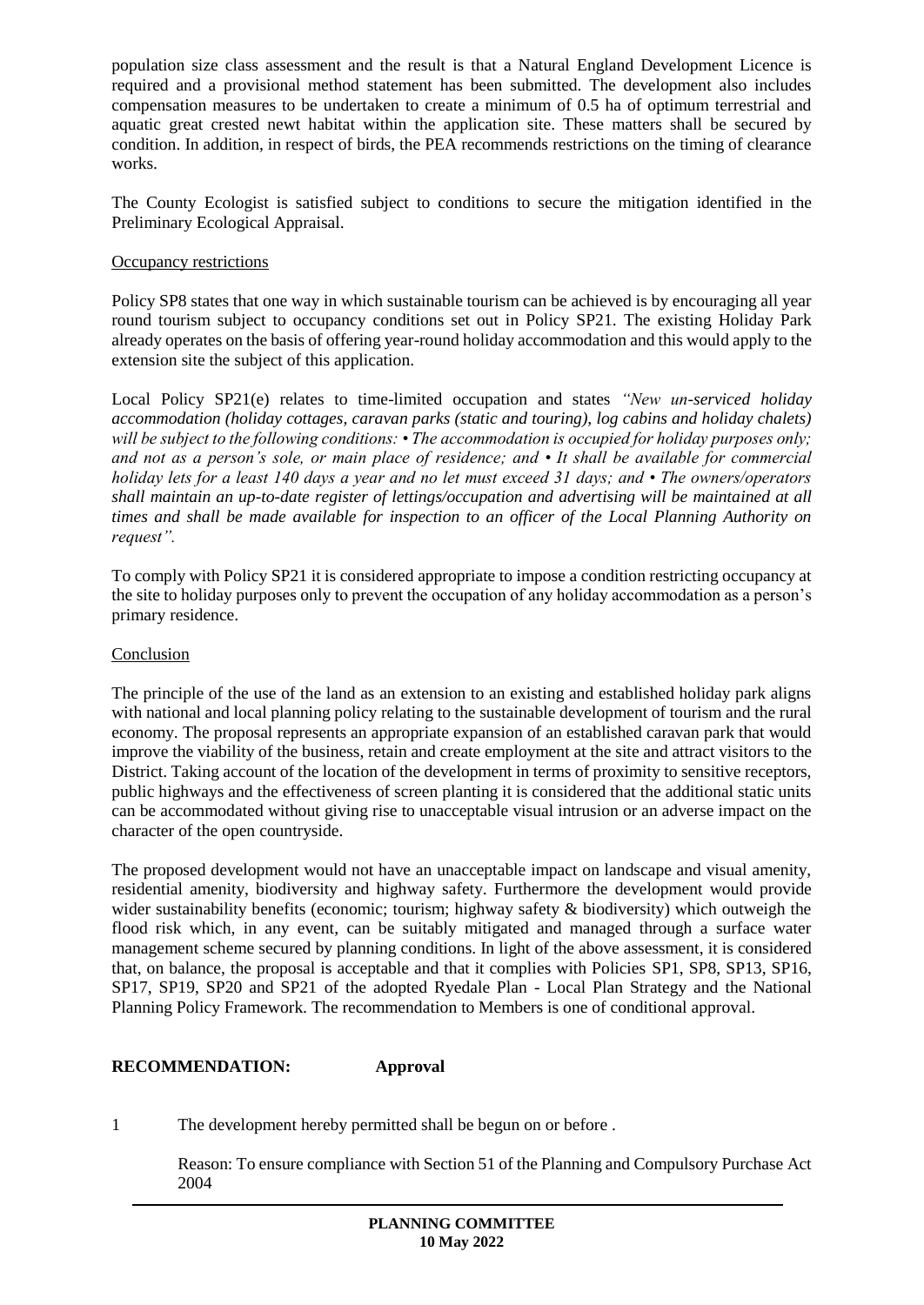population size class assessment and the result is that a Natural England Development Licence is required and a provisional method statement has been submitted. The development also includes compensation measures to be undertaken to create a minimum of 0.5 ha of optimum terrestrial and aquatic great crested newt habitat within the application site. These matters shall be secured by condition. In addition, in respect of birds, the PEA recommends restrictions on the timing of clearance works.

The County Ecologist is satisfied subject to conditions to secure the mitigation identified in the Preliminary Ecological Appraisal.

Occupancy restrictions

Policy SP8 states that one way in which sustainable tourism can be achieved is by encouraging all year round tourism subject to occupancy conditions set out in Policy SP21. The existing Holiday Park already operates on the basis of offering year-round holiday accommodation and this would apply to the extension site the subject of this application.

Local Policy SP21(e) relates to time-limited occupation and states *"New un-serviced holiday accommodation (holiday cottages, caravan parks (static and touring), log cabins and holiday chalets) will be subject to the following conditions: • The accommodation is occupied for holiday purposes only; and not as a person's sole, or main place of residence; and • It shall be available for commercial holiday lets for a least 140 days a year and no let must exceed 31 days; and • The owners/operators shall maintain an up-to-date register of lettings/occupation and advertising will be maintained at all times and shall be made available for inspection to an officer of the Local Planning Authority on request".*

To comply with Policy SP21 it is considered appropriate to impose a condition restricting occupancy at the site to holiday purposes only to prevent the occupation of any holiday accommodation as a person's primary residence.

Conclusion

The principle of the use of the land as an extension to an existing and established holiday park aligns with national and local planning policy relating to the sustainable development of tourism and the rural economy. The proposal represents an appropriate expansion of an established caravan park that would improve the viability of the business, retain and create employment at the site and attract visitors to the District. Taking account of the location of the development in terms of proximity to sensitive receptors, public highways and the effectiveness of screen planting it is considered that the additional static units can be accommodated without giving rise to unacceptable visual intrusion or an adverse impact on the character of the open countryside.

The proposed development would not have an unacceptable impact on landscape and visual amenity, residential amenity, biodiversity and highway safety. Furthermore the development would provide wider sustainability benefits (economic; tourism; highway safety & biodiversity) which outweigh the flood risk which, in any event, can be suitably mitigated and managed through a surface water management scheme secured by planning conditions. In light of the above assessment, it is considered that, on balance, the proposal is acceptable and that it complies with Policies SP1, SP8, SP13, SP16, SP17, SP19, SP20 and SP21 of the adopted Ryedale Plan - Local Plan Strategy and the National Planning Policy Framework. The recommendation to Members is one of conditional approval.

**RECOMMENDATION: Approval**

1 The development hereby permitted shall be begun on or before .

Reason: To ensure compliance with Section 51 of the Planning and Compulsory Purchase Act 2004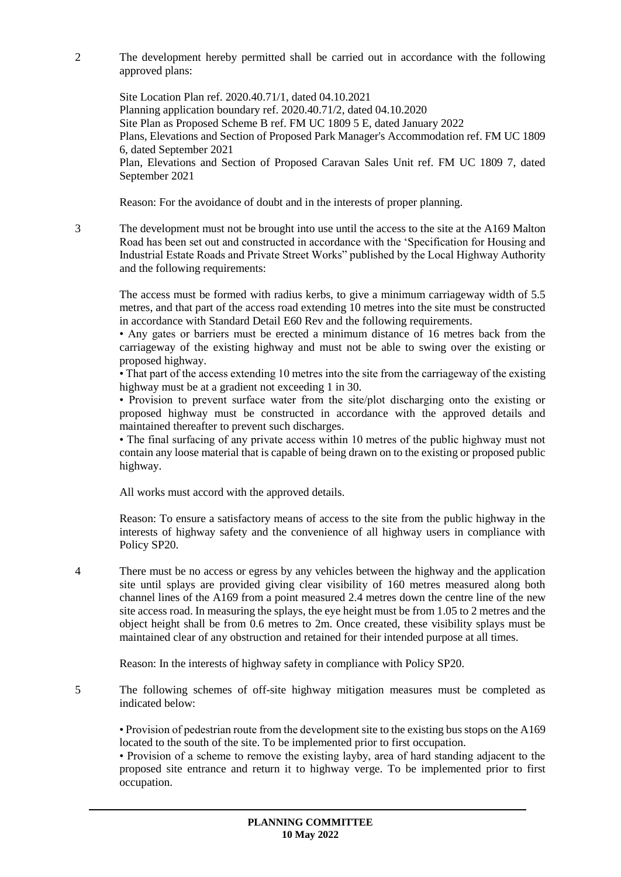2 The development hereby permitted shall be carried out in accordance with the following approved plans:

Site Location Plan ref. 2020.40.71/1, dated 04.10.2021
Planning application boundary ref. 2020.40.71/2, dated 04.10.2020
Site Plan as Proposed Scheme B ref. FM UC 1809 5 E, dated January 2022
Plans, Elevations and Section of Proposed Park Manager's Accommodation ref. FM UC 1809 6, dated September 2021
Plan, Elevations and Section of Proposed Caravan Sales Unit ref. FM UC 1809 7, dated September 2021

Reason: For the avoidance of doubt and in the interests of proper planning.

3 The development must not be brought into use until the access to the site at the A169 Malton Road has been set out and constructed in accordance with the 'Specification for Housing and Industrial Estate Roads and Private Street Works" published by the Local Highway Authority and the following requirements:

The access must be formed with radius kerbs, to give a minimum carriageway width of 5.5 metres, and that part of the access road extending 10 metres into the site must be constructed in accordance with Standard Detail E60 Rev and the following requirements.

- Any gates or barriers must be erected a minimum distance of 16 metres back from the carriageway of the existing highway and must not be able to swing over the existing or proposed highway.
- That part of the access extending 10 metres into the site from the carriageway of the existing highway must be at a gradient not exceeding 1 in 30.
- Provision to prevent surface water from the site/plot discharging onto the existing or proposed highway must be constructed in accordance with the approved details and maintained thereafter to prevent such discharges.
- The final surfacing of any private access within 10 metres of the public highway must not contain any loose material that is capable of being drawn on to the existing or proposed public highway.

All works must accord with the approved details.

Reason: To ensure a satisfactory means of access to the site from the public highway in the interests of highway safety and the convenience of all highway users in compliance with Policy SP20.

4 There must be no access or egress by any vehicles between the highway and the application site until splays are provided giving clear visibility of 160 metres measured along both channel lines of the A169 from a point measured 2.4 metres down the centre line of the new site access road. In measuring the splays, the eye height must be from 1.05 to 2 metres and the object height shall be from 0.6 metres to 2m. Once created, these visibility splays must be maintained clear of any obstruction and retained for their intended purpose at all times.

Reason: In the interests of highway safety in compliance with Policy SP20.

5 The following schemes of off-site highway mitigation measures must be completed as indicated below:

- Provision of pedestrian route from the development site to the existing bus stops on the A169 located to the south of the site. To be implemented prior to first occupation.
- Provision of a scheme to remove the existing layby, area of hard standing adjacent to the proposed site entrance and return it to highway verge. To be implemented prior to first occupation.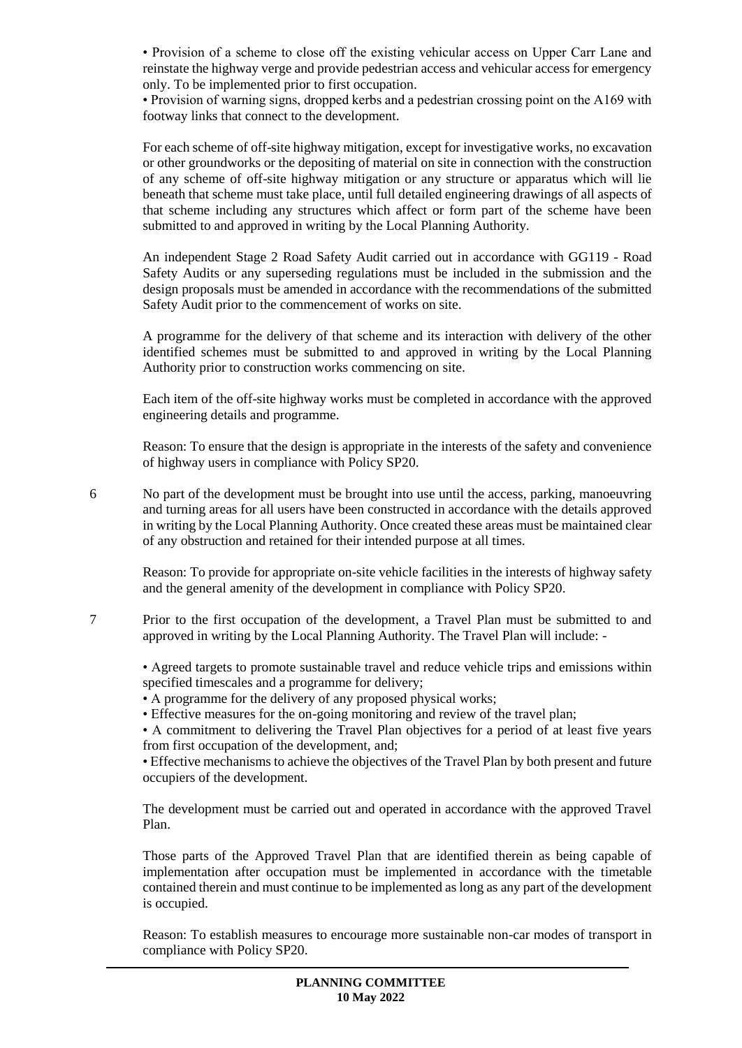• Provision of a scheme to close off the existing vehicular access on Upper Carr Lane and reinstate the highway verge and provide pedestrian access and vehicular access for emergency only. To be implemented prior to first occupation.
• Provision of warning signs, dropped kerbs and a pedestrian crossing point on the A169 with footway links that connect to the development.

For each scheme of off-site highway mitigation, except for investigative works, no excavation or other groundworks or the depositing of material on site in connection with the construction of any scheme of off-site highway mitigation or any structure or apparatus which will lie beneath that scheme must take place, until full detailed engineering drawings of all aspects of that scheme including any structures which affect or form part of the scheme have been submitted to and approved in writing by the Local Planning Authority.

An independent Stage 2 Road Safety Audit carried out in accordance with GG119 - Road Safety Audits or any superseding regulations must be included in the submission and the design proposals must be amended in accordance with the recommendations of the submitted Safety Audit prior to the commencement of works on site.

A programme for the delivery of that scheme and its interaction with delivery of the other identified schemes must be submitted to and approved in writing by the Local Planning Authority prior to construction works commencing on site.

Each item of the off-site highway works must be completed in accordance with the approved engineering details and programme.

Reason: To ensure that the design is appropriate in the interests of the safety and convenience of highway users in compliance with Policy SP20.

6 No part of the development must be brought into use until the access, parking, manoeuvring and turning areas for all users have been constructed in accordance with the details approved in writing by the Local Planning Authority. Once created these areas must be maintained clear of any obstruction and retained for their intended purpose at all times.

Reason: To provide for appropriate on-site vehicle facilities in the interests of highway safety and the general amenity of the development in compliance with Policy SP20.

7 Prior to the first occupation of the development, a Travel Plan must be submitted to and approved in writing by the Local Planning Authority. The Travel Plan will include: -

• Agreed targets to promote sustainable travel and reduce vehicle trips and emissions within specified timescales and a programme for delivery;
• A programme for the delivery of any proposed physical works;
• Effective measures for the on-going monitoring and review of the travel plan;
• A commitment to delivering the Travel Plan objectives for a period of at least five years from first occupation of the development, and;
• Effective mechanisms to achieve the objectives of the Travel Plan by both present and future occupiers of the development.

The development must be carried out and operated in accordance with the approved Travel Plan.

Those parts of the Approved Travel Plan that are identified therein as being capable of implementation after occupation must be implemented in accordance with the timetable contained therein and must continue to be implemented as long as any part of the development is occupied.

Reason: To establish measures to encourage more sustainable non-car modes of transport in compliance with Policy SP20.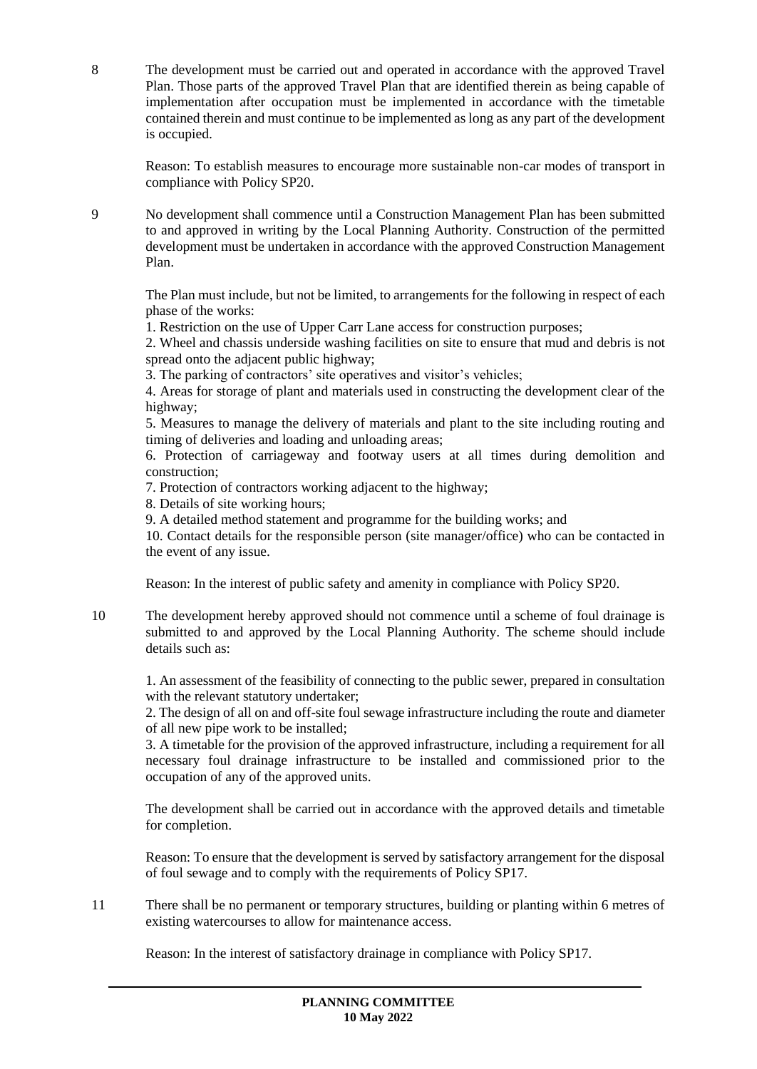8 The development must be carried out and operated in accordance with the approved Travel Plan. Those parts of the approved Travel Plan that are identified therein as being capable of implementation after occupation must be implemented in accordance with the timetable contained therein and must continue to be implemented as long as any part of the development is occupied.

Reason: To establish measures to encourage more sustainable non-car modes of transport in compliance with Policy SP20.

9 No development shall commence until a Construction Management Plan has been submitted to and approved in writing by the Local Planning Authority. Construction of the permitted development must be undertaken in accordance with the approved Construction Management Plan.

The Plan must include, but not be limited, to arrangements for the following in respect of each phase of the works:

1. Restriction on the use of Upper Carr Lane access for construction purposes;
2. Wheel and chassis underside washing facilities on site to ensure that mud and debris is not spread onto the adjacent public highway;
3. The parking of contractors' site operatives and visitor's vehicles;
4. Areas for storage of plant and materials used in constructing the development clear of the highway;
5. Measures to manage the delivery of materials and plant to the site including routing and timing of deliveries and loading and unloading areas;
6. Protection of carriageway and footway users at all times during demolition and construction;
7. Protection of contractors working adjacent to the highway;
8. Details of site working hours;
9. A detailed method statement and programme for the building works; and
10. Contact details for the responsible person (site manager/office) who can be contacted in the event of any issue.

Reason: In the interest of public safety and amenity in compliance with Policy SP20.

10 The development hereby approved should not commence until a scheme of foul drainage is submitted to and approved by the Local Planning Authority. The scheme should include details such as:

1. An assessment of the feasibility of connecting to the public sewer, prepared in consultation with the relevant statutory undertaker;
2. The design of all on and off-site foul sewage infrastructure including the route and diameter of all new pipe work to be installed;
3. A timetable for the provision of the approved infrastructure, including a requirement for all necessary foul drainage infrastructure to be installed and commissioned prior to the occupation of any of the approved units.

The development shall be carried out in accordance with the approved details and timetable for completion.

Reason: To ensure that the development is served by satisfactory arrangement for the disposal of foul sewage and to comply with the requirements of Policy SP17.

11 There shall be no permanent or temporary structures, building or planting within 6 metres of existing watercourses to allow for maintenance access.

Reason: In the interest of satisfactory drainage in compliance with Policy SP17.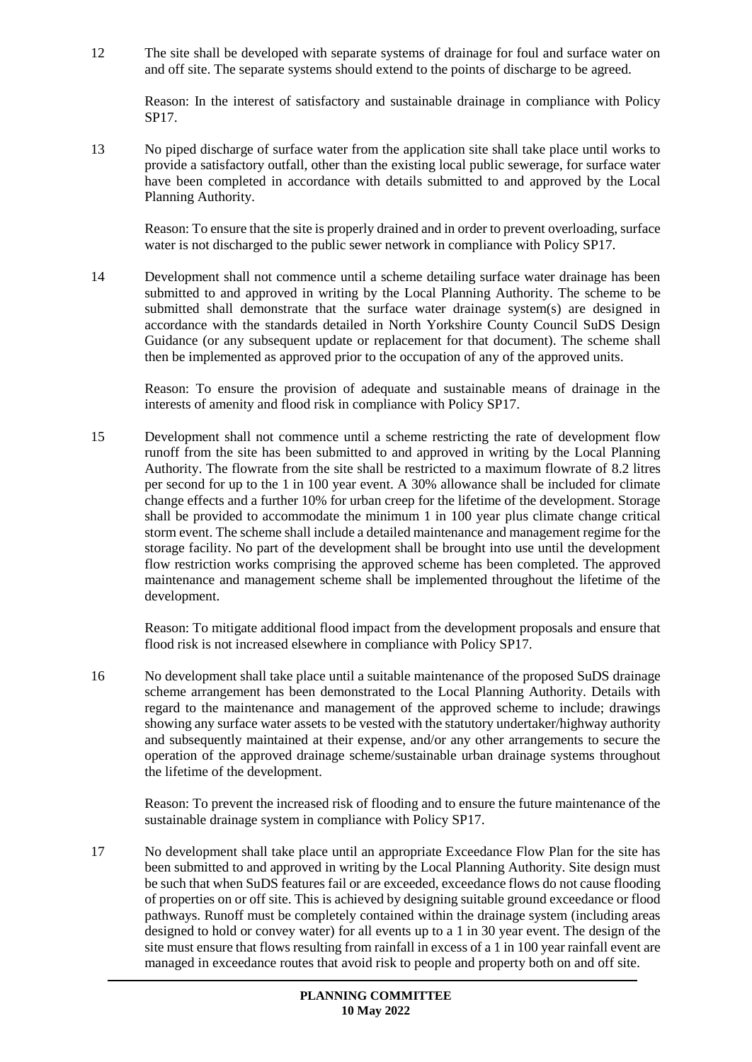12 The site shall be developed with separate systems of drainage for foul and surface water on and off site. The separate systems should extend to the points of discharge to be agreed.

Reason: In the interest of satisfactory and sustainable drainage in compliance with Policy SP17.

13 No piped discharge of surface water from the application site shall take place until works to provide a satisfactory outfall, other than the existing local public sewerage, for surface water have been completed in accordance with details submitted to and approved by the Local Planning Authority.

Reason: To ensure that the site is properly drained and in order to prevent overloading, surface water is not discharged to the public sewer network in compliance with Policy SP17.

14 Development shall not commence until a scheme detailing surface water drainage has been submitted to and approved in writing by the Local Planning Authority. The scheme to be submitted shall demonstrate that the surface water drainage system(s) are designed in accordance with the standards detailed in North Yorkshire County Council SuDS Design Guidance (or any subsequent update or replacement for that document). The scheme shall then be implemented as approved prior to the occupation of any of the approved units.

Reason: To ensure the provision of adequate and sustainable means of drainage in the interests of amenity and flood risk in compliance with Policy SP17.

15 Development shall not commence until a scheme restricting the rate of development flow runoff from the site has been submitted to and approved in writing by the Local Planning Authority. The flowrate from the site shall be restricted to a maximum flowrate of 8.2 litres per second for up to the 1 in 100 year event. A 30% allowance shall be included for climate change effects and a further 10% for urban creep for the lifetime of the development. Storage shall be provided to accommodate the minimum 1 in 100 year plus climate change critical storm event. The scheme shall include a detailed maintenance and management regime for the storage facility. No part of the development shall be brought into use until the development flow restriction works comprising the approved scheme has been completed. The approved maintenance and management scheme shall be implemented throughout the lifetime of the development.

Reason: To mitigate additional flood impact from the development proposals and ensure that flood risk is not increased elsewhere in compliance with Policy SP17.

16 No development shall take place until a suitable maintenance of the proposed SuDS drainage scheme arrangement has been demonstrated to the Local Planning Authority. Details with regard to the maintenance and management of the approved scheme to include; drawings showing any surface water assets to be vested with the statutory undertaker/highway authority and subsequently maintained at their expense, and/or any other arrangements to secure the operation of the approved drainage scheme/sustainable urban drainage systems throughout the lifetime of the development.

Reason: To prevent the increased risk of flooding and to ensure the future maintenance of the sustainable drainage system in compliance with Policy SP17.

17 No development shall take place until an appropriate Exceedance Flow Plan for the site has been submitted to and approved in writing by the Local Planning Authority. Site design must be such that when SuDS features fail or are exceeded, exceedance flows do not cause flooding of properties on or off site. This is achieved by designing suitable ground exceedance or flood pathways. Runoff must be completely contained within the drainage system (including areas designed to hold or convey water) for all events up to a 1 in 30 year event. The design of the site must ensure that flows resulting from rainfall in excess of a 1 in 100 year rainfall event are managed in exceedance routes that avoid risk to people and property both on and off site.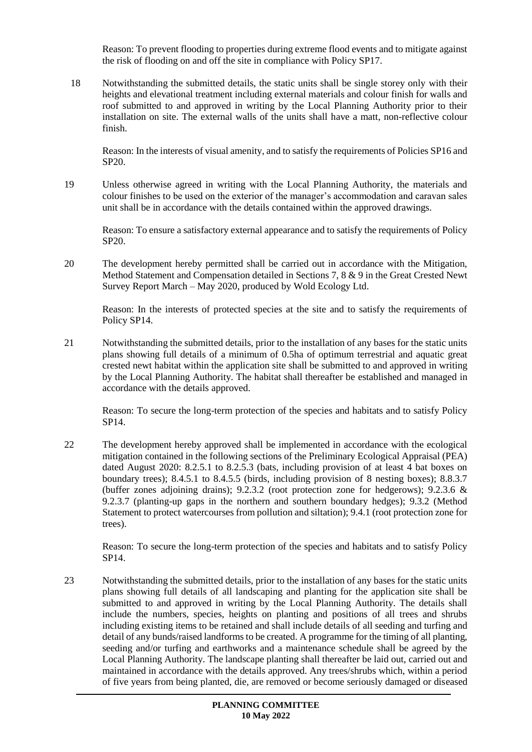Reason: To prevent flooding to properties during extreme flood events and to mitigate against the risk of flooding on and off the site in compliance with Policy SP17.

18 Notwithstanding the submitted details, the static units shall be single storey only with their heights and elevational treatment including external materials and colour finish for walls and roof submitted to and approved in writing by the Local Planning Authority prior to their installation on site. The external walls of the units shall have a matt, non-reflective colour finish.

Reason: In the interests of visual amenity, and to satisfy the requirements of Policies SP16 and SP20.

19 Unless otherwise agreed in writing with the Local Planning Authority, the materials and colour finishes to be used on the exterior of the manager's accommodation and caravan sales unit shall be in accordance with the details contained within the approved drawings.

Reason: To ensure a satisfactory external appearance and to satisfy the requirements of Policy SP20.

20 The development hereby permitted shall be carried out in accordance with the Mitigation, Method Statement and Compensation detailed in Sections 7, 8 & 9 in the Great Crested Newt Survey Report March – May 2020, produced by Wold Ecology Ltd.

Reason: In the interests of protected species at the site and to satisfy the requirements of Policy SP14.

21 Notwithstanding the submitted details, prior to the installation of any bases for the static units plans showing full details of a minimum of 0.5ha of optimum terrestrial and aquatic great crested newt habitat within the application site shall be submitted to and approved in writing by the Local Planning Authority. The habitat shall thereafter be established and managed in accordance with the details approved.

Reason: To secure the long-term protection of the species and habitats and to satisfy Policy SP14.

22 The development hereby approved shall be implemented in accordance with the ecological mitigation contained in the following sections of the Preliminary Ecological Appraisal (PEA) dated August 2020: 8.2.5.1 to 8.2.5.3 (bats, including provision of at least 4 bat boxes on boundary trees); 8.4.5.1 to 8.4.5.5 (birds, including provision of 8 nesting boxes); 8.8.3.7 (buffer zones adjoining drains); 9.2.3.2 (root protection zone for hedgerows); 9.2.3.6 & 9.2.3.7 (planting-up gaps in the northern and southern boundary hedges); 9.3.2 (Method Statement to protect watercourses from pollution and siltation); 9.4.1 (root protection zone for trees).

Reason: To secure the long-term protection of the species and habitats and to satisfy Policy SP14.

23 Notwithstanding the submitted details, prior to the installation of any bases for the static units plans showing full details of all landscaping and planting for the application site shall be submitted to and approved in writing by the Local Planning Authority. The details shall include the numbers, species, heights on planting and positions of all trees and shrubs including existing items to be retained and shall include details of all seeding and turfing and detail of any bunds/raised landforms to be created. A programme for the timing of all planting, seeding and/or turfing and earthworks and a maintenance schedule shall be agreed by the Local Planning Authority. The landscape planting shall thereafter be laid out, carried out and maintained in accordance with the details approved. Any trees/shrubs which, within a period of five years from being planted, die, are removed or become seriously damaged or diseased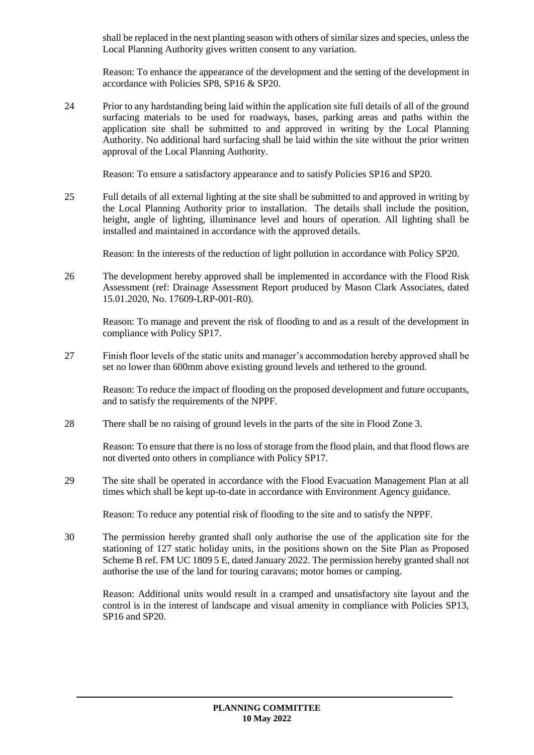shall be replaced in the next planting season with others of similar sizes and species, unless the Local Planning Authority gives written consent to any variation.

Reason: To enhance the appearance of the development and the setting of the development in accordance with Policies SP8, SP16 & SP20.

24 Prior to any hardstanding being laid within the application site full details of all of the ground surfacing materials to be used for roadways, bases, parking areas and paths within the application site shall be submitted to and approved in writing by the Local Planning Authority. No additional hard surfacing shall be laid within the site without the prior written approval of the Local Planning Authority.

Reason: To ensure a satisfactory appearance and to satisfy Policies SP16 and SP20.

25 Full details of all external lighting at the site shall be submitted to and approved in writing by the Local Planning Authority prior to installation. The details shall include the position, height, angle of lighting, illuminance level and hours of operation. All lighting shall be installed and maintained in accordance with the approved details.

Reason: In the interests of the reduction of light pollution in accordance with Policy SP20.

26 The development hereby approved shall be implemented in accordance with the Flood Risk Assessment (ref: Drainage Assessment Report produced by Mason Clark Associates, dated 15.01.2020, No. 17609-LRP-001-R0).

Reason: To manage and prevent the risk of flooding to and as a result of the development in compliance with Policy SP17.

27 Finish floor levels of the static units and manager's accommodation hereby approved shall be set no lower than 600mm above existing ground levels and tethered to the ground.

Reason: To reduce the impact of flooding on the proposed development and future occupants, and to satisfy the requirements of the NPPF.

28 There shall be no raising of ground levels in the parts of the site in Flood Zone 3.

Reason: To ensure that there is no loss of storage from the flood plain, and that flood flows are not diverted onto others in compliance with Policy SP17.

29 The site shall be operated in accordance with the Flood Evacuation Management Plan at all times which shall be kept up-to-date in accordance with Environment Agency guidance.

Reason: To reduce any potential risk of flooding to the site and to satisfy the NPPF.

30 The permission hereby granted shall only authorise the use of the application site for the stationing of 127 static holiday units, in the positions shown on the Site Plan as Proposed Scheme B ref. FM UC 1809 5 E, dated January 2022. The permission hereby granted shall not authorise the use of the land for touring caravans; motor homes or camping.

Reason: Additional units would result in a cramped and unsatisfactory site layout and the control is in the interest of landscape and visual amenity in compliance with Policies SP13, SP16 and SP20.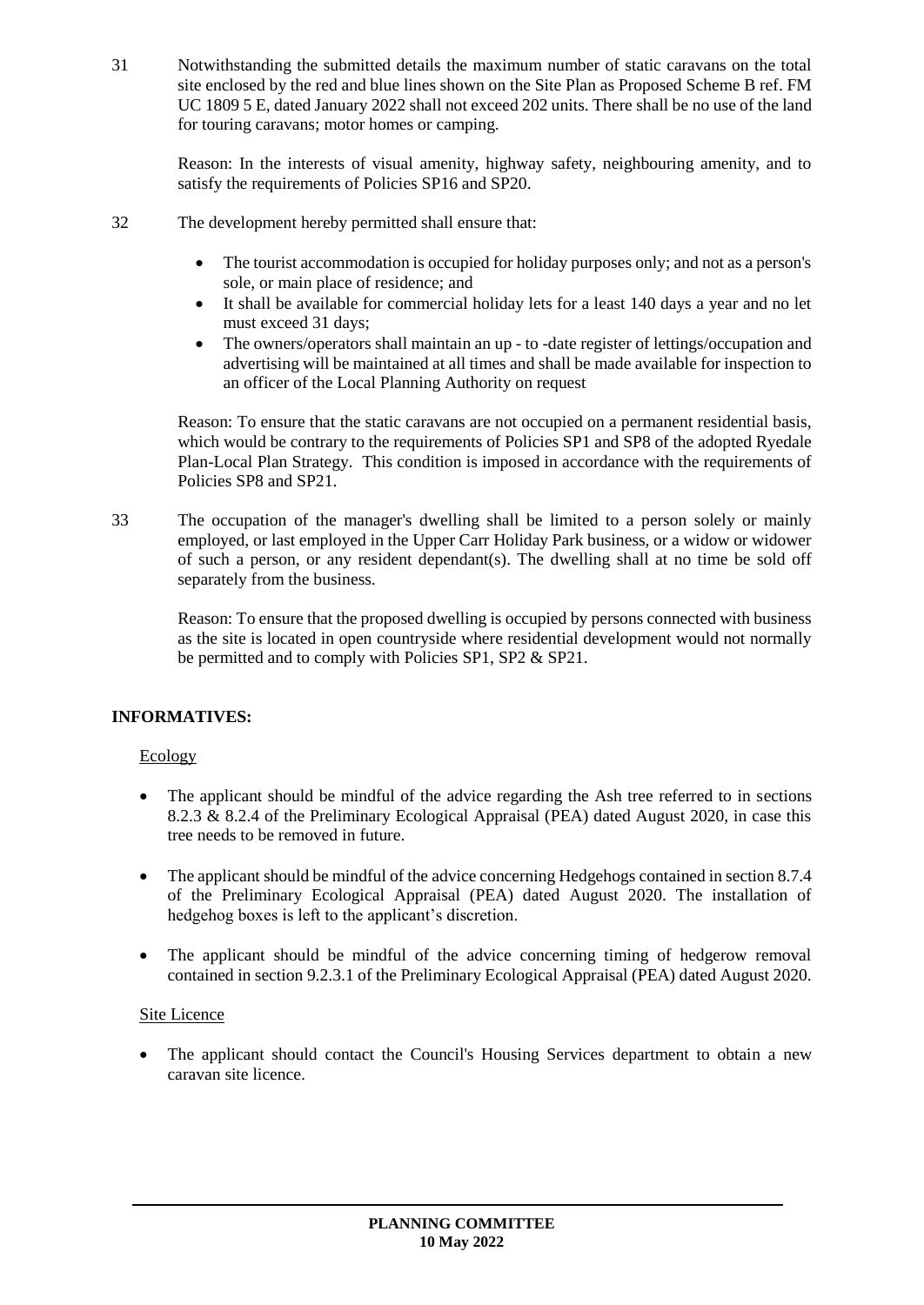31 Notwithstanding the submitted details the maximum number of static caravans on the total site enclosed by the red and blue lines shown on the Site Plan as Proposed Scheme B ref. FM UC 1809 5 E, dated January 2022 shall not exceed 202 units. There shall be no use of the land for touring caravans; motor homes or camping.

Reason: In the interests of visual amenity, highway safety, neighbouring amenity, and to satisfy the requirements of Policies SP16 and SP20.

32 The development hereby permitted shall ensure that:

- The tourist accommodation is occupied for holiday purposes only; and not as a person's sole, or main place of residence; and
- It shall be available for commercial holiday lets for a least 140 days a year and no let must exceed 31 days;
- The owners/operators shall maintain an up - to -date register of lettings/occupation and advertising will be maintained at all times and shall be made available for inspection to an officer of the Local Planning Authority on request

Reason: To ensure that the static caravans are not occupied on a permanent residential basis, which would be contrary to the requirements of Policies SP1 and SP8 of the adopted Ryedale Plan-Local Plan Strategy. This condition is imposed in accordance with the requirements of Policies SP8 and SP21.

33 The occupation of the manager's dwelling shall be limited to a person solely or mainly employed, or last employed in the Upper Carr Holiday Park business, or a widow or widower of such a person, or any resident dependant(s). The dwelling shall at no time be sold off separately from the business.

Reason: To ensure that the proposed dwelling is occupied by persons connected with business as the site is located in open countryside where residential development would not normally be permitted and to comply with Policies SP1, SP2 & SP21.

**INFORMATIVES:**

Ecology

- The applicant should be mindful of the advice regarding the Ash tree referred to in sections 8.2.3 & 8.2.4 of the Preliminary Ecological Appraisal (PEA) dated August 2020, in case this tree needs to be removed in future.
- The applicant should be mindful of the advice concerning Hedgehogs contained in section 8.7.4 of the Preliminary Ecological Appraisal (PEA) dated August 2020. The installation of hedgehog boxes is left to the applicant's discretion.
- The applicant should be mindful of the advice concerning timing of hedgerow removal contained in section 9.2.3.1 of the Preliminary Ecological Appraisal (PEA) dated August 2020.

Site Licence

- The applicant should contact the Council's Housing Services department to obtain a new caravan site licence.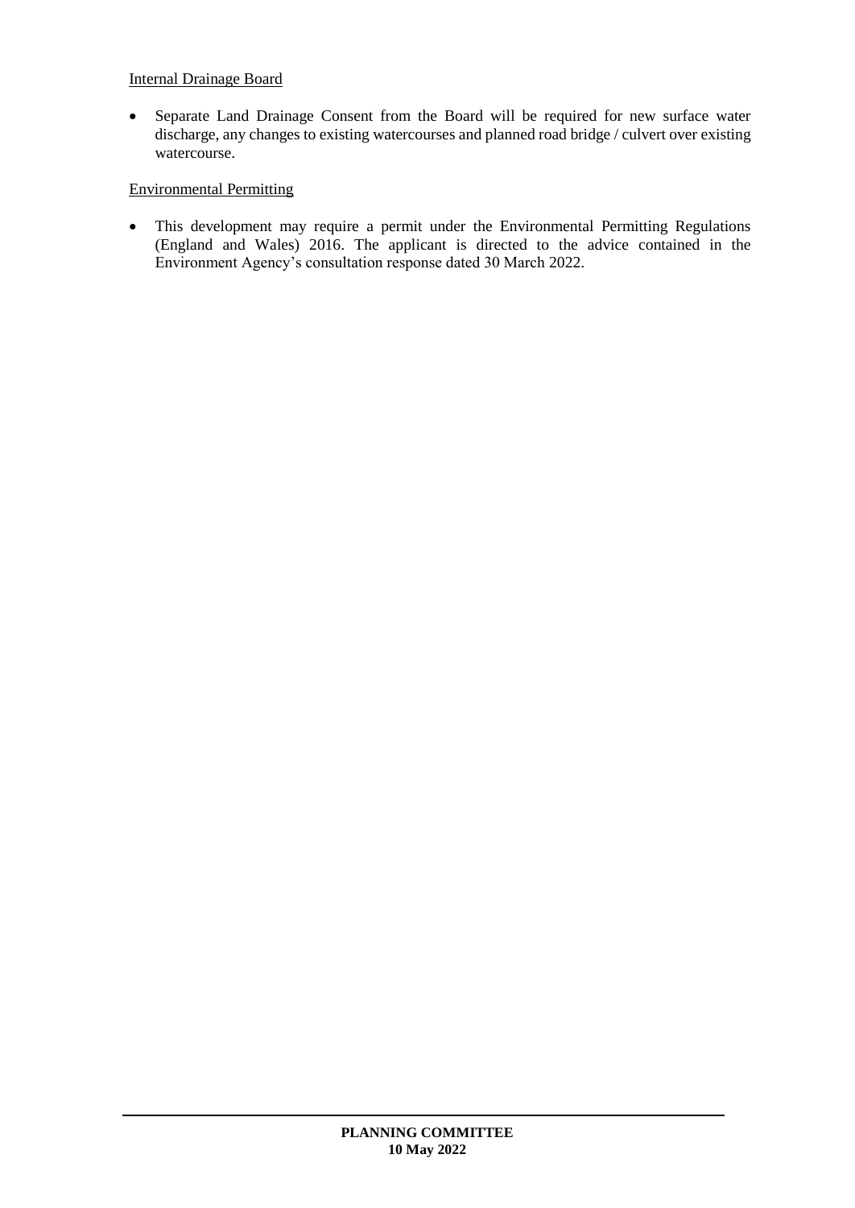Internal Drainage Board

- Separate Land Drainage Consent from the Board will be required for new surface water discharge, any changes to existing watercourses and planned road bridge / culvert over existing watercourse.

Environmental Permitting

- This development may require a permit under the Environmental Permitting Regulations (England and Wales) 2016. The applicant is directed to the advice contained in the Environment Agency's consultation response dated 30 March 2022.